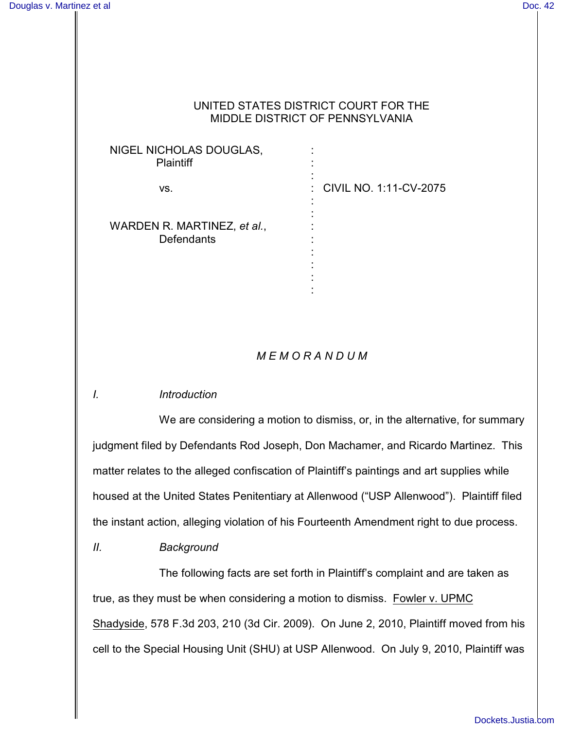UNITED STATES DISTRICT COURT FOR THE
MIDDLE DISTRICT OF PENNSYLVANIA

NIGEL NICHOLAS DOUGLAS,
Plaintiff

vs. : CIVIL NO. 1:11-CV-2075

WARDEN R. MARTINEZ, *et al.*,
Defendants

# *M E M O R A N D U M*

## *I. Introduction*

We are considering a motion to dismiss, or, in the alternative, for summary judgment filed by Defendants Rod Joseph, Don Machamer, and Ricardo Martinez. This matter relates to the alleged confiscation of Plaintiff's paintings and art supplies while housed at the United States Penitentiary at Allenwood ("USP Allenwood"). Plaintiff filed the instant action, alleging violation of his Fourteenth Amendment right to due process.

## *II. Background*

The following facts are set forth in Plaintiff's complaint and are taken as true, as they must be when considering a motion to dismiss. Fowler v. UPMC Shadyside, 578 F.3d 203, 210 (3d Cir. 2009). On June 2, 2010, Plaintiff moved from his cell to the Special Housing Unit (SHU) at USP Allenwood. On July 9, 2010, Plaintiff was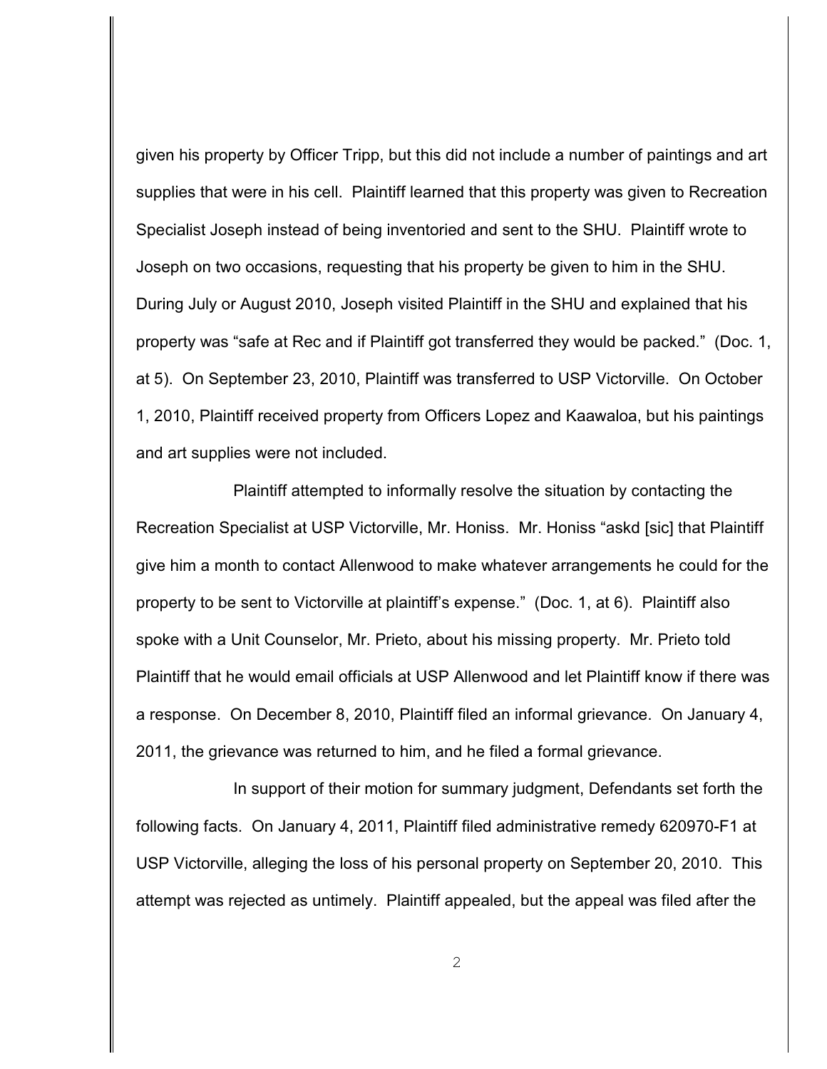given his property by Officer Tripp, but this did not include a number of paintings and art supplies that were in his cell. Plaintiff learned that this property was given to Recreation Specialist Joseph instead of being inventoried and sent to the SHU. Plaintiff wrote to Joseph on two occasions, requesting that his property be given to him in the SHU. During July or August 2010, Joseph visited Plaintiff in the SHU and explained that his property was "safe at Rec and if Plaintiff got transferred they would be packed." (Doc. 1, at 5). On September 23, 2010, Plaintiff was transferred to USP Victorville. On October 1, 2010, Plaintiff received property from Officers Lopez and Kaawaloa, but his paintings and art supplies were not included.

Plaintiff attempted to informally resolve the situation by contacting the Recreation Specialist at USP Victorville, Mr. Honiss. Mr. Honiss "askd [sic] that Plaintiff give him a month to contact Allenwood to make whatever arrangements he could for the property to be sent to Victorville at plaintiff's expense." (Doc. 1, at 6). Plaintiff also spoke with a Unit Counselor, Mr. Prieto, about his missing property. Mr. Prieto told Plaintiff that he would email officials at USP Allenwood and let Plaintiff know if there was a response. On December 8, 2010, Plaintiff filed an informal grievance. On January 4, 2011, the grievance was returned to him, and he filed a formal grievance.

In support of their motion for summary judgment, Defendants set forth the following facts. On January 4, 2011, Plaintiff filed administrative remedy 620970-F1 at USP Victorville, alleging the loss of his personal property on September 20, 2010. This attempt was rejected as untimely. Plaintiff appealed, but the appeal was filed after the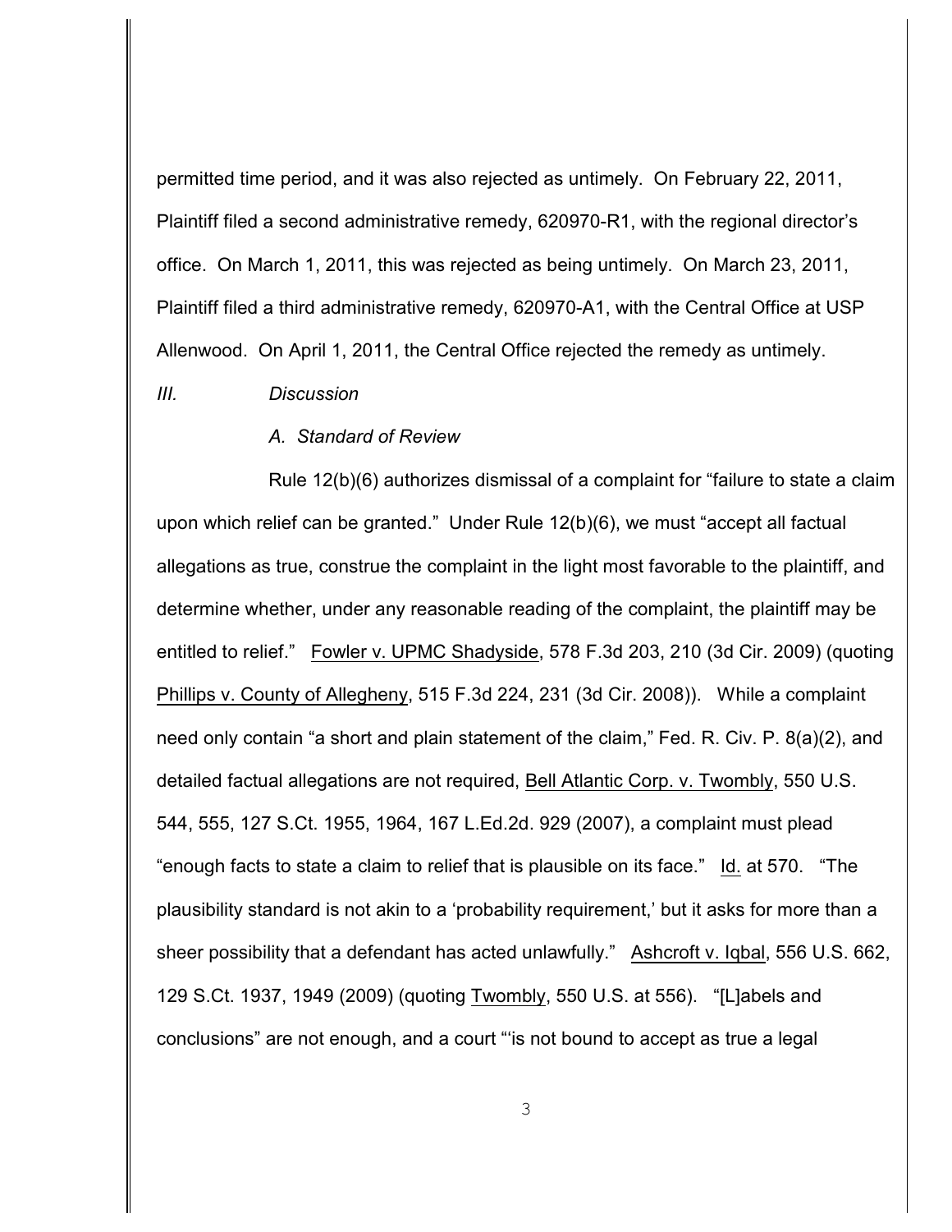permitted time period, and it was also rejected as untimely. On February 22, 2011, Plaintiff filed a second administrative remedy, 620970-R1, with the regional director's office. On March 1, 2011, this was rejected as being untimely. On March 23, 2011, Plaintiff filed a third administrative remedy, 620970-A1, with the Central Office at USP Allenwood. On April 1, 2011, the Central Office rejected the remedy as untimely.

## *III. Discussion*

### *A. Standard of Review*

Rule 12(b)(6) authorizes dismissal of a complaint for "failure to state a claim upon which relief can be granted." Under Rule 12(b)(6), we must "accept all factual allegations as true, construe the complaint in the light most favorable to the plaintiff, and determine whether, under any reasonable reading of the complaint, the plaintiff may be entitled to relief." Fowler v. UPMC Shadyside, 578 F.3d 203, 210 (3d Cir. 2009) (quoting Phillips v. County of Allegheny, 515 F.3d 224, 231 (3d Cir. 2008)). While a complaint need only contain "a short and plain statement of the claim," Fed. R. Civ. P. 8(a)(2), and detailed factual allegations are not required, Bell Atlantic Corp. v. Twombly, 550 U.S. 544, 555, 127 S.Ct. 1955, 1964, 167 L.Ed.2d. 929 (2007), a complaint must plead "enough facts to state a claim to relief that is plausible on its face." Id. at 570. "The plausibility standard is not akin to a 'probability requirement,' but it asks for more than a sheer possibility that a defendant has acted unlawfully." Ashcroft v. Iqbal, 556 U.S. 662, 129 S.Ct. 1937, 1949 (2009) (quoting Twombly, 550 U.S. at 556). "[L]abels and conclusions" are not enough, and a court "'is not bound to accept as true a legal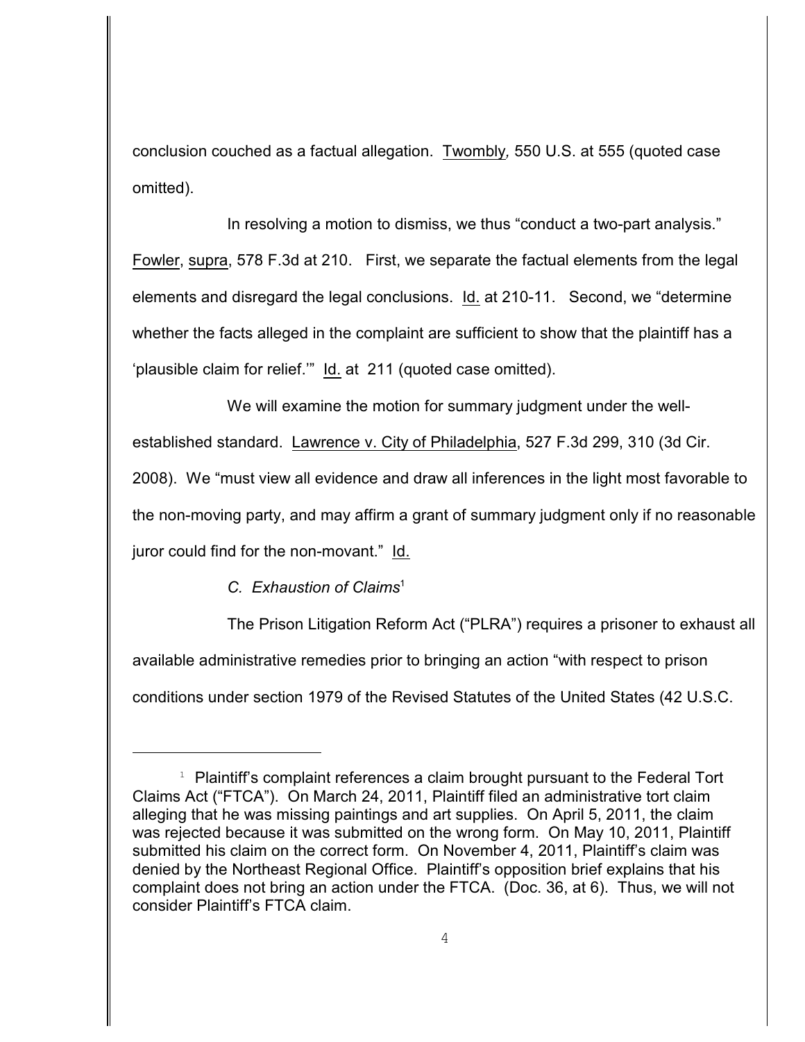conclusion couched as a factual allegation. Twombly, 550 U.S. at 555 (quoted case omitted).

In resolving a motion to dismiss, we thus "conduct a two-part analysis." Fowler, supra, 578 F.3d at 210. First, we separate the factual elements from the legal elements and disregard the legal conclusions. Id. at 210-11. Second, we "determine whether the facts alleged in the complaint are sufficient to show that the plaintiff has a 'plausible claim for relief.'" Id. at 211 (quoted case omitted).

We will examine the motion for summary judgment under the well-established standard. Lawrence v. City of Philadelphia, 527 F.3d 299, 310 (3d Cir. 2008). We "must view all evidence and draw all inferences in the light most favorable to the non-moving party, and may affirm a grant of summary judgment only if no reasonable juror could find for the non-movant." Id.

*C. Exhaustion of Claims*[1]

The Prison Litigation Reform Act ("PLRA") requires a prisoner to exhaust all available administrative remedies prior to bringing an action "with respect to prison conditions under section 1979 of the Revised Statutes of the United States (42 U.S.C.

[1] Plaintiff's complaint references a claim brought pursuant to the Federal Tort Claims Act ("FTCA"). On March 24, 2011, Plaintiff filed an administrative tort claim alleging that he was missing paintings and art supplies. On April 5, 2011, the claim was rejected because it was submitted on the wrong form. On May 10, 2011, Plaintiff submitted his claim on the correct form. On November 4, 2011, Plaintiff's claim was denied by the Northeast Regional Office. Plaintiff's opposition brief explains that his complaint does not bring an action under the FTCA. (Doc. 36, at 6). Thus, we will not consider Plaintiff's FTCA claim.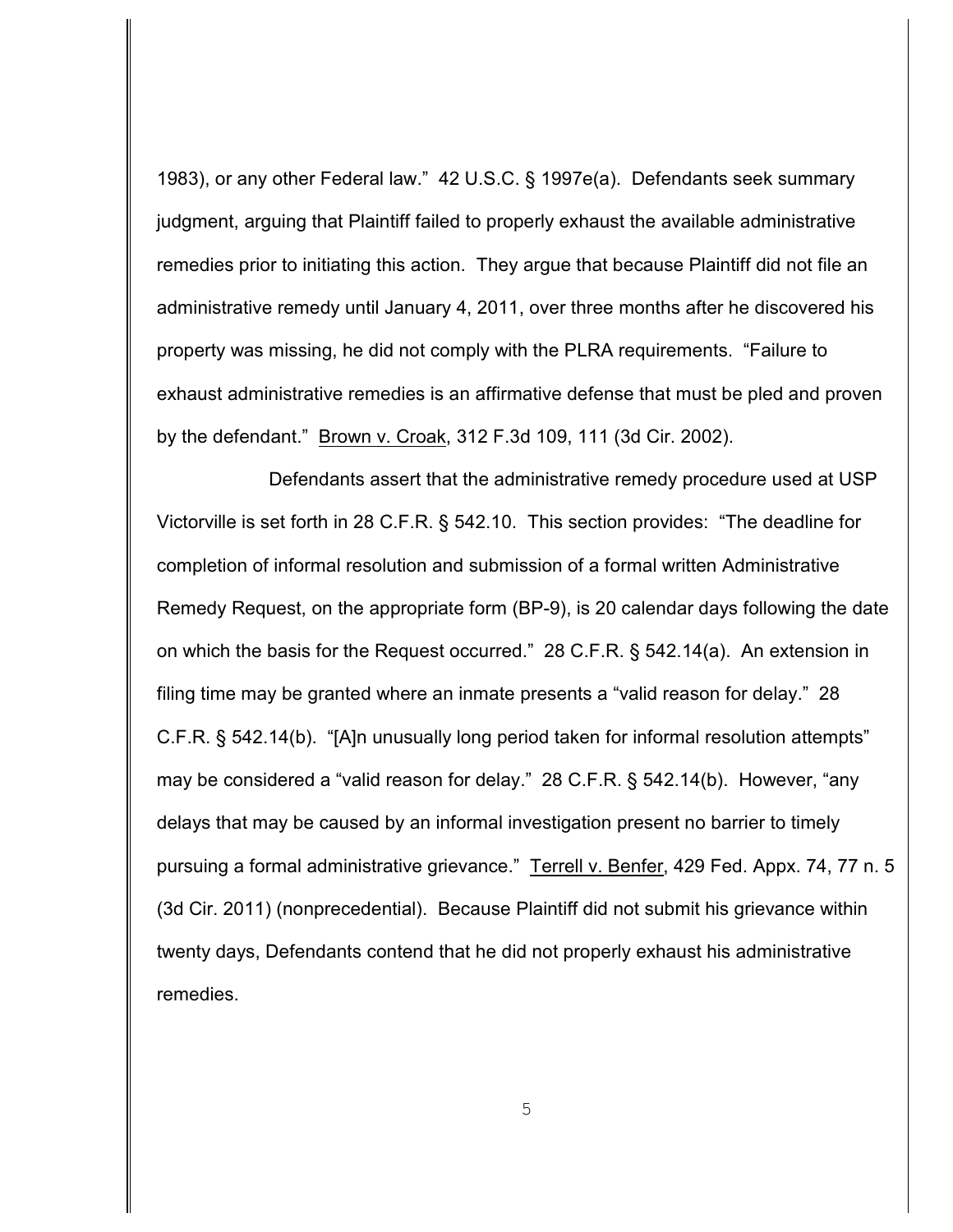1983), or any other Federal law." 42 U.S.C. § 1997e(a). Defendants seek summary judgment, arguing that Plaintiff failed to properly exhaust the available administrative remedies prior to initiating this action. They argue that because Plaintiff did not file an administrative remedy until January 4, 2011, over three months after he discovered his property was missing, he did not comply with the PLRA requirements. "Failure to exhaust administrative remedies is an affirmative defense that must be pled and proven by the defendant." Brown v. Croak, 312 F.3d 109, 111 (3d Cir. 2002).

Defendants assert that the administrative remedy procedure used at USP Victorville is set forth in 28 C.F.R. § 542.10. This section provides: "The deadline for completion of informal resolution and submission of a formal written Administrative Remedy Request, on the appropriate form (BP-9), is 20 calendar days following the date on which the basis for the Request occurred." 28 C.F.R. § 542.14(a). An extension in filing time may be granted where an inmate presents a "valid reason for delay." 28 C.F.R. § 542.14(b). "[A]n unusually long period taken for informal resolution attempts" may be considered a "valid reason for delay." 28 C.F.R. § 542.14(b). However, "any delays that may be caused by an informal investigation present no barrier to timely pursuing a formal administrative grievance." Terrell v. Benfer, 429 Fed. Appx. 74, 77 n. 5 (3d Cir. 2011) (nonprecedential). Because Plaintiff did not submit his grievance within twenty days, Defendants contend that he did not properly exhaust his administrative remedies.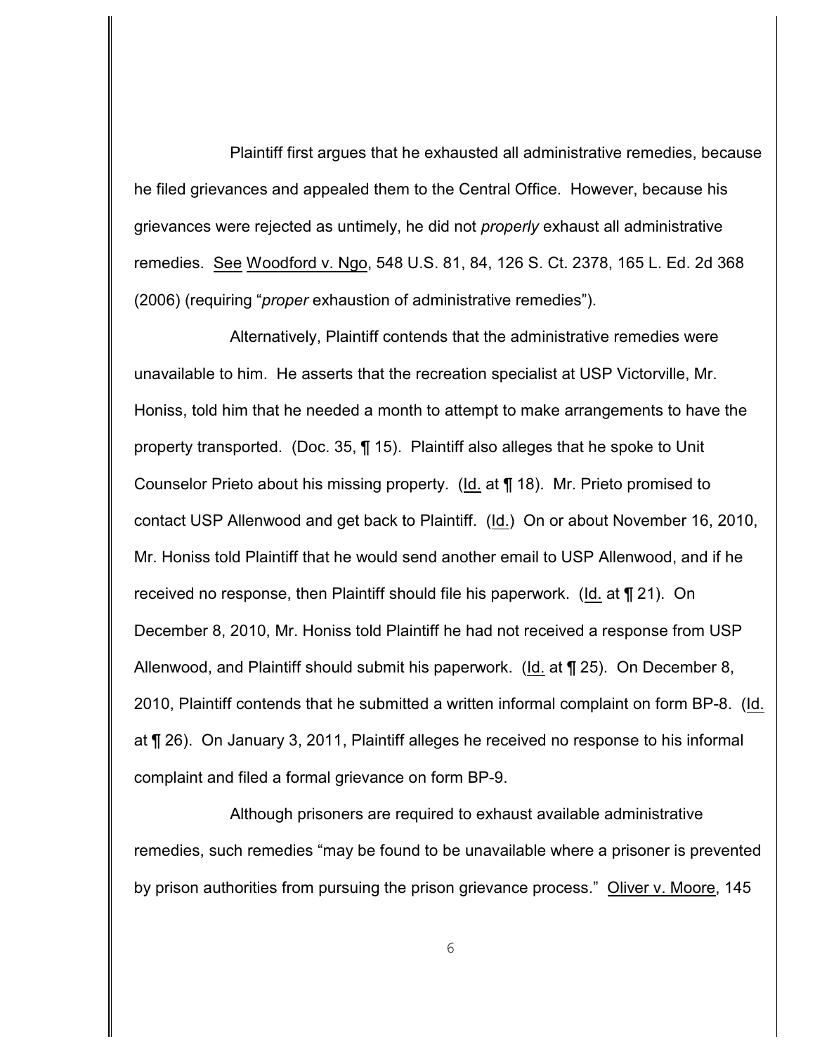Plaintiff first argues that he exhausted all administrative remedies, because he filed grievances and appealed them to the Central Office. However, because his grievances were rejected as untimely, he did not *properly* exhaust all administrative remedies. See Woodford v. Ngo, 548 U.S. 81, 84, 126 S. Ct. 2378, 165 L. Ed. 2d 368 (2006) (requiring "*proper* exhaustion of administrative remedies").

Alternatively, Plaintiff contends that the administrative remedies were unavailable to him. He asserts that the recreation specialist at USP Victorville, Mr. Honiss, told him that he needed a month to attempt to make arrangements to have the property transported. (Doc. 35, ¶ 15). Plaintiff also alleges that he spoke to Unit Counselor Prieto about his missing property. (Id. at ¶ 18). Mr. Prieto promised to contact USP Allenwood and get back to Plaintiff. (Id.) On or about November 16, 2010, Mr. Honiss told Plaintiff that he would send another email to USP Allenwood, and if he received no response, then Plaintiff should file his paperwork. (Id. at ¶ 21). On December 8, 2010, Mr. Honiss told Plaintiff he had not received a response from USP Allenwood, and Plaintiff should submit his paperwork. (Id. at ¶ 25). On December 8, 2010, Plaintiff contends that he submitted a written informal complaint on form BP-8. (Id. at ¶ 26). On January 3, 2011, Plaintiff alleges he received no response to his informal complaint and filed a formal grievance on form BP-9.

Although prisoners are required to exhaust available administrative remedies, such remedies "may be found to be unavailable where a prisoner is prevented by prison authorities from pursuing the prison grievance process." Oliver v. Moore, 145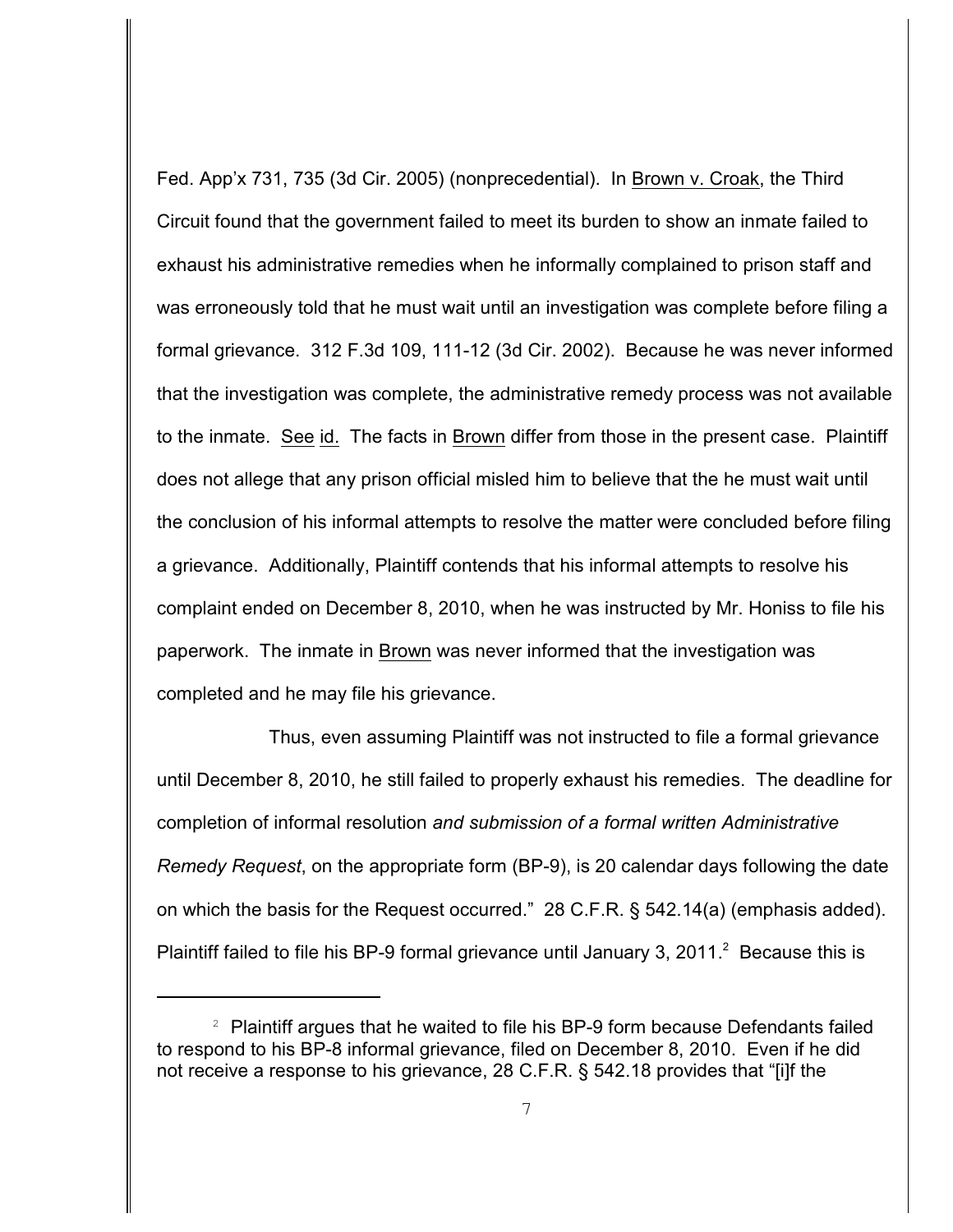Fed. App'x 731, 735 (3d Cir. 2005) (nonprecedential). In Brown v. Croak, the Third Circuit found that the government failed to meet its burden to show an inmate failed to exhaust his administrative remedies when he informally complained to prison staff and was erroneously told that he must wait until an investigation was complete before filing a formal grievance. 312 F.3d 109, 111-12 (3d Cir. 2002). Because he was never informed that the investigation was complete, the administrative remedy process was not available to the inmate. See id. The facts in Brown differ from those in the present case. Plaintiff does not allege that any prison official misled him to believe that the he must wait until the conclusion of his informal attempts to resolve the matter were concluded before filing a grievance. Additionally, Plaintiff contends that his informal attempts to resolve his complaint ended on December 8, 2010, when he was instructed by Mr. Honiss to file his paperwork. The inmate in Brown was never informed that the investigation was completed and he may file his grievance.

Thus, even assuming Plaintiff was not instructed to file a formal grievance until December 8, 2010, he still failed to properly exhaust his remedies. The deadline for completion of informal resolution *and submission of a formal written Administrative Remedy Request*, on the appropriate form (BP-9), is 20 calendar days following the date on which the basis for the Request occurred." 28 C.F.R. § 542.14(a) (emphasis added). Plaintiff failed to file his BP-9 formal grievance until January 3, 2011.[2] Because this is

[2] Plaintiff argues that he waited to file his BP-9 form because Defendants failed to respond to his BP-8 informal grievance, filed on December 8, 2010. Even if he did not receive a response to his grievance, 28 C.F.R. § 542.18 provides that "[i]f the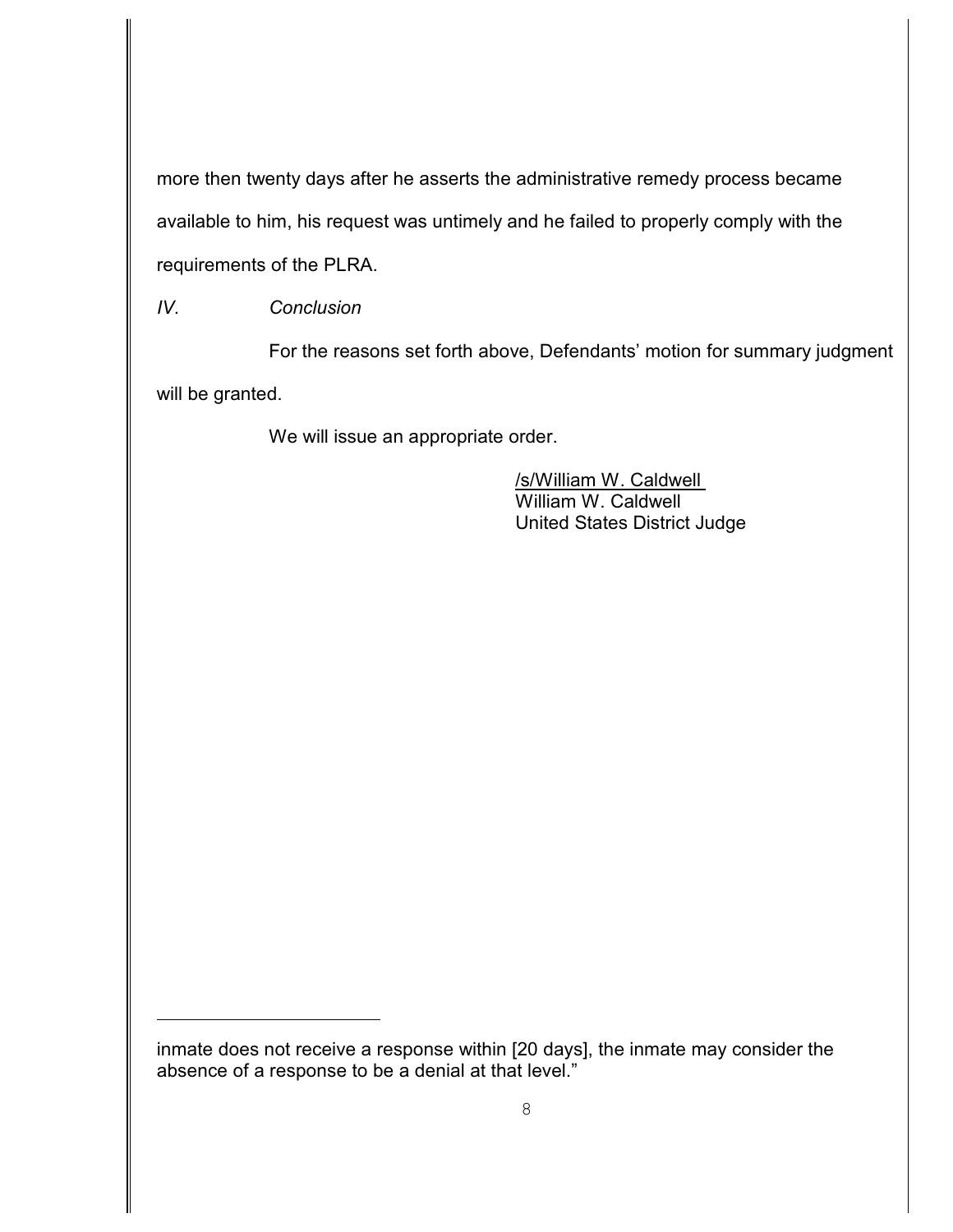more then twenty days after he asserts the administrative remedy process became available to him, his request was untimely and he failed to properly comply with the requirements of the PLRA.

## *IV. Conclusion*

For the reasons set forth above, Defendants' motion for summary judgment will be granted.

We will issue an appropriate order.

/s/William W. Caldwell
William W. Caldwell
United States District Judge

---

inmate does not receive a response within [20 days], the inmate may consider the absence of a response to be a denial at that level."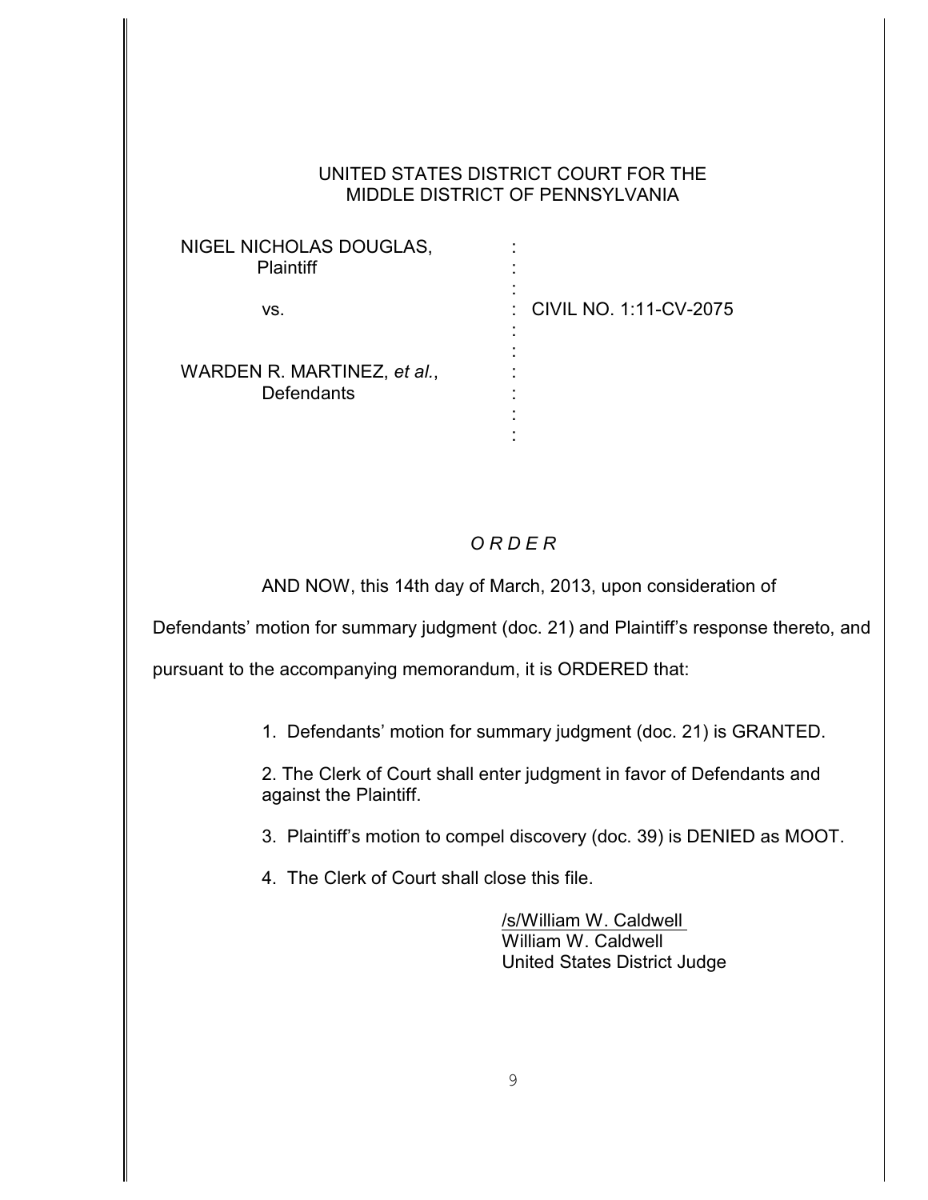UNITED STATES DISTRICT COURT FOR THE
MIDDLE DISTRICT OF PENNSYLVANIA

| | | |
|---|---|---|
| NIGEL NICHOLAS DOUGLAS, Plaintiff | : | |
| vs. | : | CIVIL NO. 1:11-CV-2075 |
| WARDEN R. MARTINEZ, *et al.*, Defendants | : | |

*O R D E R*

AND NOW, this 14th day of March, 2013, upon consideration of Defendants' motion for summary judgment (doc. 21) and Plaintiff's response thereto, and pursuant to the accompanying memorandum, it is ORDERED that:

1. Defendants' motion for summary judgment (doc. 21) is GRANTED.

2. The Clerk of Court shall enter judgment in favor of Defendants and against the Plaintiff.

3. Plaintiff's motion to compel discovery (doc. 39) is DENIED as MOOT.

4. The Clerk of Court shall close this file.

/s/William W. Caldwell
William W. Caldwell
United States District Judge